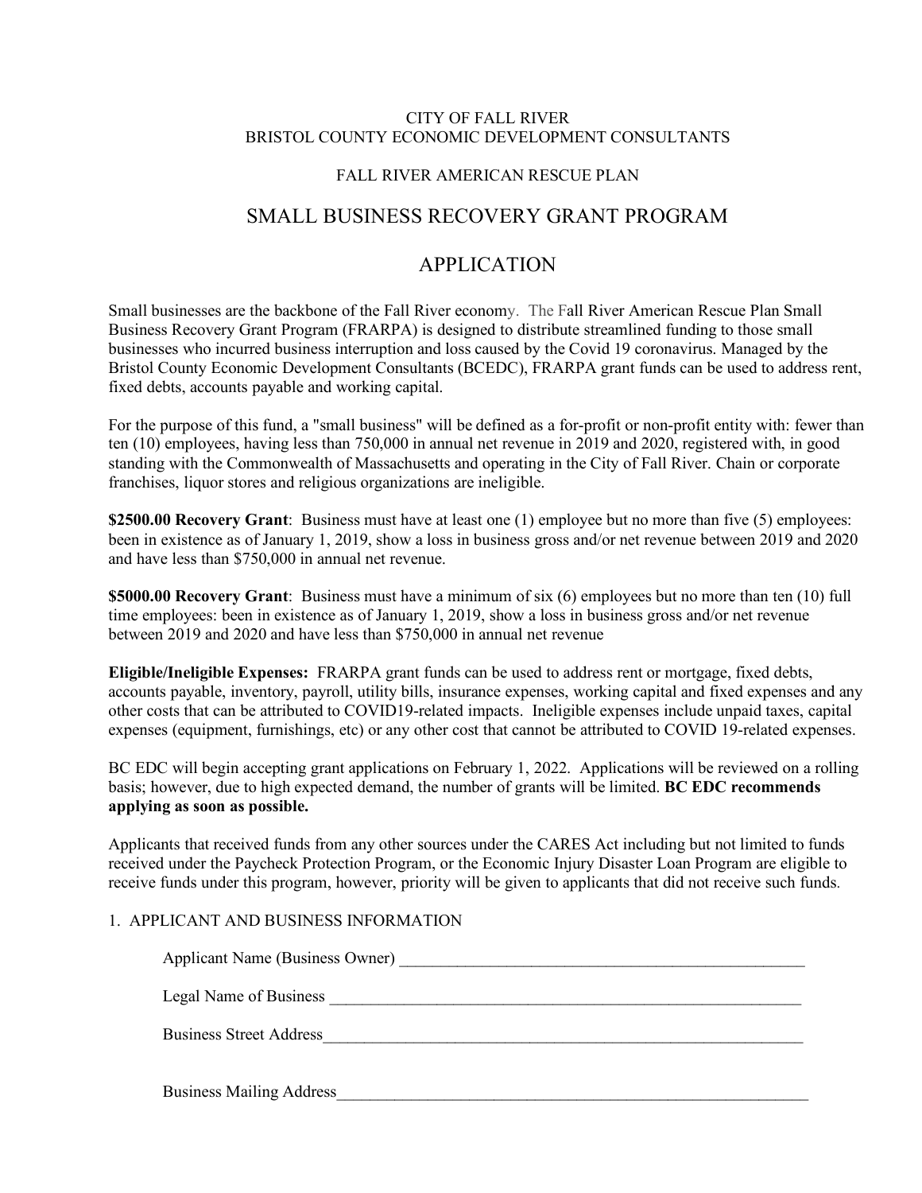CITY OF FALL RIVER
BRISTOL COUNTY ECONOMIC DEVELOPMENT CONSULTANTS

FALL RIVER AMERICAN RESCUE PLAN

# SMALL BUSINESS RECOVERY GRANT PROGRAM

# APPLICATION

Small businesses are the backbone of the Fall River economy. The Fall River American Rescue Plan Small Business Recovery Grant Program (FRARPA) is designed to distribute streamlined funding to those small businesses who incurred business interruption and loss caused by the Covid 19 coronavirus. Managed by the Bristol County Economic Development Consultants (BCEDC), FRARPA grant funds can be used to address rent, fixed debts, accounts payable and working capital.

For the purpose of this fund, a "small business" will be defined as a for-profit or non-profit entity with: fewer than ten (10) employees, having less than 750,000 in annual net revenue in 2019 and 2020, registered with, in good standing with the Commonwealth of Massachusetts and operating in the City of Fall River. Chain or corporate franchises, liquor stores and religious organizations are ineligible.

**$2500.00 Recovery Grant**: Business must have at least one (1) employee but no more than five (5) employees: been in existence as of January 1, 2019, show a loss in business gross and/or net revenue between 2019 and 2020 and have less than $750,000 in annual net revenue.

**$5000.00 Recovery Grant**: Business must have a minimum of six (6) employees but no more than ten (10) full time employees: been in existence as of January 1, 2019, show a loss in business gross and/or net revenue between 2019 and 2020 and have less than $750,000 in annual net revenue

**Eligible/Ineligible Expenses:** FRARPA grant funds can be used to address rent or mortgage, fixed debts, accounts payable, inventory, payroll, utility bills, insurance expenses, working capital and fixed expenses and any other costs that can be attributed to COVID19-related impacts. Ineligible expenses include unpaid taxes, capital expenses (equipment, furnishings, etc) or any other cost that cannot be attributed to COVID 19-related expenses.

BC EDC will begin accepting grant applications on February 1, 2022. Applications will be reviewed on a rolling basis; however, due to high expected demand, the number of grants will be limited. **BC EDC recommends applying as soon as possible.**

Applicants that received funds from any other sources under the CARES Act including but not limited to funds received under the Paycheck Protection Program, or the Economic Injury Disaster Loan Program are eligible to receive funds under this program, however, priority will be given to applicants that did not receive such funds.

1. APPLICANT AND BUSINESS INFORMATION

Applicant Name (Business Owner) ___________________________________________________

Legal Name of Business ___________________________________________________________

Business Street Address___________________________________________________________

Business Mailing Address__________________________________________________________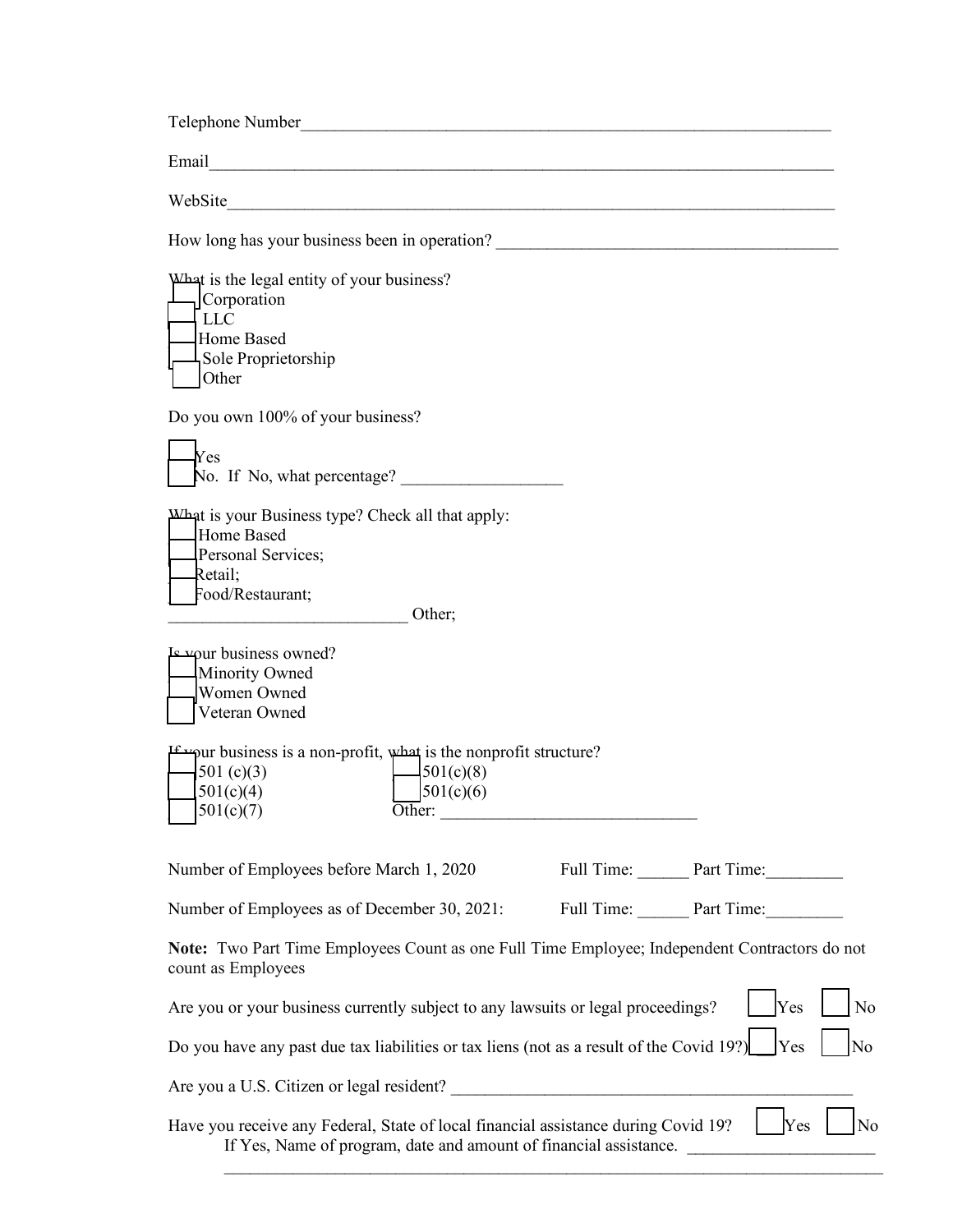Telephone Number_______________________________________________________________

Email__________________________________________________________________________

WebSite________________________________________________________________________

How long has your business been in operation? ________________________________________

What is the legal entity of your business?
- [ ] Corporation
- [ ] LLC
- [ ] Home Based
- [ ] Sole Proprietorship
- [ ] Other

Do you own 100% of your business?

- [ ] Yes
- [ ] No. If No, what percentage? ___________________

What is your Business type? Check all that apply:
- [ ] Home Based
- [ ] Personal Services;
- [ ] Retail;
- [ ] Food/Restaurant;

____________________________ Other;

Is your business owned?
- [ ] Minority Owned
- [ ] Women Owned
- [ ] Veteran Owned

If your business is a non-profit, what is the nonprofit structure?
- [ ] 501 (c)(3)
- [ ] 501(c)(4)
- [ ] 501(c)(7)
- [ ] 501(c)(8)
- [ ] 501(c)(6)

Other: ______________________________

Number of Employees before March 1, 2020 Full Time: ______ Part Time:_________

Number of Employees as of December 30, 2021: Full Time: ______ Part Time:_________

**Note:** Two Part Time Employees Count as one Full Time Employee; Independent Contractors do not count as Employees

Are you or your business currently subject to any lawsuits or legal proceedings? [ ] Yes [ ] No

Do you have any past due tax liabilities or tax liens (not as a result of the Covid 19?) [ ] Yes [ ] No

Are you a U.S. Citizen or legal resident? _________________________________________________

Have you receive any Federal, State of local financial assistance during Covid 19? [ ] Yes [ ] No

If Yes, Name of program, date and amount of financial assistance. ______________________

________________________________________________________________________________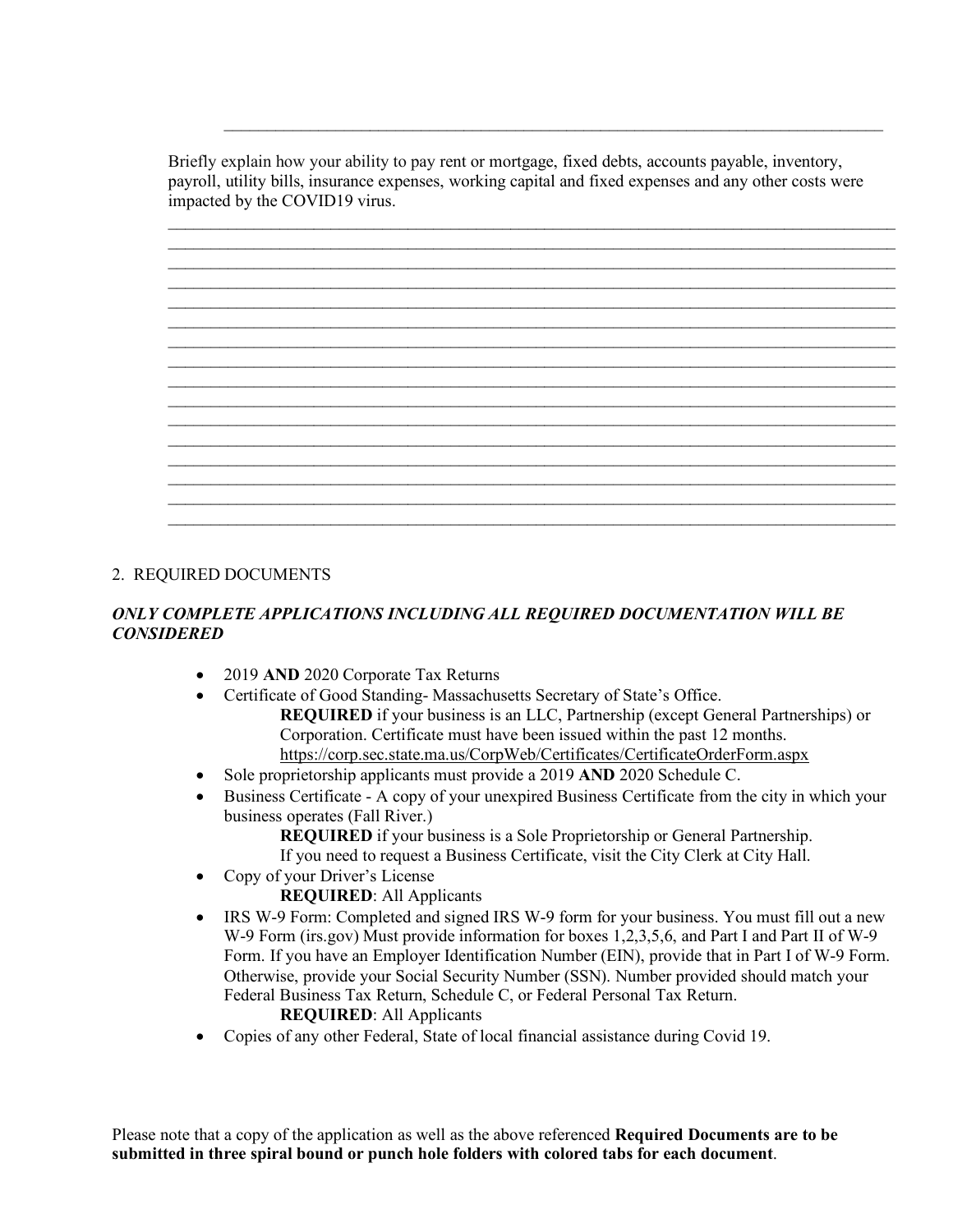\_\_\_\_\_\_\_\_\_\_\_\_\_\_\_\_\_\_\_\_\_\_\_\_\_\_\_\_\_\_\_\_\_\_\_\_\_\_\_\_\_\_\_\_\_\_\_\_\_\_\_\_\_\_\_\_\_\_\_\_\_\_\_\_\_\_\_\_\_\_\_\_\_\_\_\_

Briefly explain how your ability to pay rent or mortgage, fixed debts, accounts payable, inventory, payroll, utility bills, insurance expenses, working capital and fixed expenses and any other costs were impacted by the COVID19 virus.

\_\_\_\_\_\_\_\_\_\_\_\_\_\_\_\_\_\_\_\_\_\_\_\_\_\_\_\_\_\_\_\_\_\_\_\_\_\_\_\_\_\_\_\_\_\_\_\_\_\_\_\_\_\_\_\_\_\_\_\_\_\_\_\_\_\_\_\_\_\_\_\_\_\_\_\_\_\_\_\_
\_\_\_\_\_\_\_\_\_\_\_\_\_\_\_\_\_\_\_\_\_\_\_\_\_\_\_\_\_\_\_\_\_\_\_\_\_\_\_\_\_\_\_\_\_\_\_\_\_\_\_\_\_\_\_\_\_\_\_\_\_\_\_\_\_\_\_\_\_\_\_\_\_\_\_\_\_\_\_\_
\_\_\_\_\_\_\_\_\_\_\_\_\_\_\_\_\_\_\_\_\_\_\_\_\_\_\_\_\_\_\_\_\_\_\_\_\_\_\_\_\_\_\_\_\_\_\_\_\_\_\_\_\_\_\_\_\_\_\_\_\_\_\_\_\_\_\_\_\_\_\_\_\_\_\_\_\_\_\_\_
\_\_\_\_\_\_\_\_\_\_\_\_\_\_\_\_\_\_\_\_\_\_\_\_\_\_\_\_\_\_\_\_\_\_\_\_\_\_\_\_\_\_\_\_\_\_\_\_\_\_\_\_\_\_\_\_\_\_\_\_\_\_\_\_\_\_\_\_\_\_\_\_\_\_\_\_\_\_\_\_
\_\_\_\_\_\_\_\_\_\_\_\_\_\_\_\_\_\_\_\_\_\_\_\_\_\_\_\_\_\_\_\_\_\_\_\_\_\_\_\_\_\_\_\_\_\_\_\_\_\_\_\_\_\_\_\_\_\_\_\_\_\_\_\_\_\_\_\_\_\_\_\_\_\_\_\_\_\_\_\_
\_\_\_\_\_\_\_\_\_\_\_\_\_\_\_\_\_\_\_\_\_\_\_\_\_\_\_\_\_\_\_\_\_\_\_\_\_\_\_\_\_\_\_\_\_\_\_\_\_\_\_\_\_\_\_\_\_\_\_\_\_\_\_\_\_\_\_\_\_\_\_\_\_\_\_\_\_\_\_\_
\_\_\_\_\_\_\_\_\_\_\_\_\_\_\_\_\_\_\_\_\_\_\_\_\_\_\_\_\_\_\_\_\_\_\_\_\_\_\_\_\_\_\_\_\_\_\_\_\_\_\_\_\_\_\_\_\_\_\_\_\_\_\_\_\_\_\_\_\_\_\_\_\_\_\_\_\_\_\_\_
\_\_\_\_\_\_\_\_\_\_\_\_\_\_\_\_\_\_\_\_\_\_\_\_\_\_\_\_\_\_\_\_\_\_\_\_\_\_\_\_\_\_\_\_\_\_\_\_\_\_\_\_\_\_\_\_\_\_\_\_\_\_\_\_\_\_\_\_\_\_\_\_\_\_\_\_\_\_\_\_
\_\_\_\_\_\_\_\_\_\_\_\_\_\_\_\_\_\_\_\_\_\_\_\_\_\_\_\_\_\_\_\_\_\_\_\_\_\_\_\_\_\_\_\_\_\_\_\_\_\_\_\_\_\_\_\_\_\_\_\_\_\_\_\_\_\_\_\_\_\_\_\_\_\_\_\_\_\_\_\_
\_\_\_\_\_\_\_\_\_\_\_\_\_\_\_\_\_\_\_\_\_\_\_\_\_\_\_\_\_\_\_\_\_\_\_\_\_\_\_\_\_\_\_\_\_\_\_\_\_\_\_\_\_\_\_\_\_\_\_\_\_\_\_\_\_\_\_\_\_\_\_\_\_\_\_\_\_\_\_\_
\_\_\_\_\_\_\_\_\_\_\_\_\_\_\_\_\_\_\_\_\_\_\_\_\_\_\_\_\_\_\_\_\_\_\_\_\_\_\_\_\_\_\_\_\_\_\_\_\_\_\_\_\_\_\_\_\_\_\_\_\_\_\_\_\_\_\_\_\_\_\_\_\_\_\_\_\_\_\_\_
\_\_\_\_\_\_\_\_\_\_\_\_\_\_\_\_\_\_\_\_\_\_\_\_\_\_\_\_\_\_\_\_\_\_\_\_\_\_\_\_\_\_\_\_\_\_\_\_\_\_\_\_\_\_\_\_\_\_\_\_\_\_\_\_\_\_\_\_\_\_\_\_\_\_\_\_\_\_\_\_
\_\_\_\_\_\_\_\_\_\_\_\_\_\_\_\_\_\_\_\_\_\_\_\_\_\_\_\_\_\_\_\_\_\_\_\_\_\_\_\_\_\_\_\_\_\_\_\_\_\_\_\_\_\_\_\_\_\_\_\_\_\_\_\_\_\_\_\_\_\_\_\_\_\_\_\_\_\_\_\_
\_\_\_\_\_\_\_\_\_\_\_\_\_\_\_\_\_\_\_\_\_\_\_\_\_\_\_\_\_\_\_\_\_\_\_\_\_\_\_\_\_\_\_\_\_\_\_\_\_\_\_\_\_\_\_\_\_\_\_\_\_\_\_\_\_\_\_\_\_\_\_\_\_\_\_\_\_\_\_\_
\_\_\_\_\_\_\_\_\_\_\_\_\_\_\_\_\_\_\_\_\_\_\_\_\_\_\_\_\_\_\_\_\_\_\_\_\_\_\_\_\_\_\_\_\_\_\_\_\_\_\_\_\_\_\_\_\_\_\_\_\_\_\_\_\_\_\_\_\_\_\_\_\_\_\_\_\_\_\_\_
\_\_\_\_\_\_\_\_\_\_\_\_\_\_\_\_\_\_\_\_\_\_\_\_\_\_\_\_\_\_\_\_\_\_\_\_\_\_\_\_\_\_\_\_\_\_\_\_\_\_\_\_\_\_\_\_\_\_\_\_\_\_\_\_\_\_\_\_\_\_\_\_\_\_\_\_\_\_\_\_

2. REQUIRED DOCUMENTS

***ONLY COMPLETE APPLICATIONS INCLUDING ALL REQUIRED DOCUMENTATION WILL BE CONSIDERED***

- 2019 **AND** 2020 Corporate Tax Returns
- Certificate of Good Standing- Massachusetts Secretary of State's Office.
  **REQUIRED** if your business is an LLC, Partnership (except General Partnerships) or Corporation. Certificate must have been issued within the past 12 months.
  https://corp.sec.state.ma.us/CorpWeb/Certificates/CertificateOrderForm.aspx
- Sole proprietorship applicants must provide a 2019 **AND** 2020 Schedule C.
- Business Certificate - A copy of your unexpired Business Certificate from the city in which your business operates (Fall River.)
  **REQUIRED** if your business is a Sole Proprietorship or General Partnership.
  If you need to request a Business Certificate, visit the City Clerk at City Hall.
- Copy of your Driver's License
  **REQUIRED**: All Applicants
- IRS W-9 Form: Completed and signed IRS W-9 form for your business. You must fill out a new W-9 Form (irs.gov) Must provide information for boxes 1,2,3,5,6, and Part I and Part II of W-9 Form. If you have an Employer Identification Number (EIN), provide that in Part I of W-9 Form. Otherwise, provide your Social Security Number (SSN). Number provided should match your Federal Business Tax Return, Schedule C, or Federal Personal Tax Return.
  **REQUIRED**: All Applicants
- Copies of any other Federal, State of local financial assistance during Covid 19.

Please note that a copy of the application as well as the above referenced **Required Documents are to be submitted in three spiral bound or punch hole folders with colored tabs for each document**.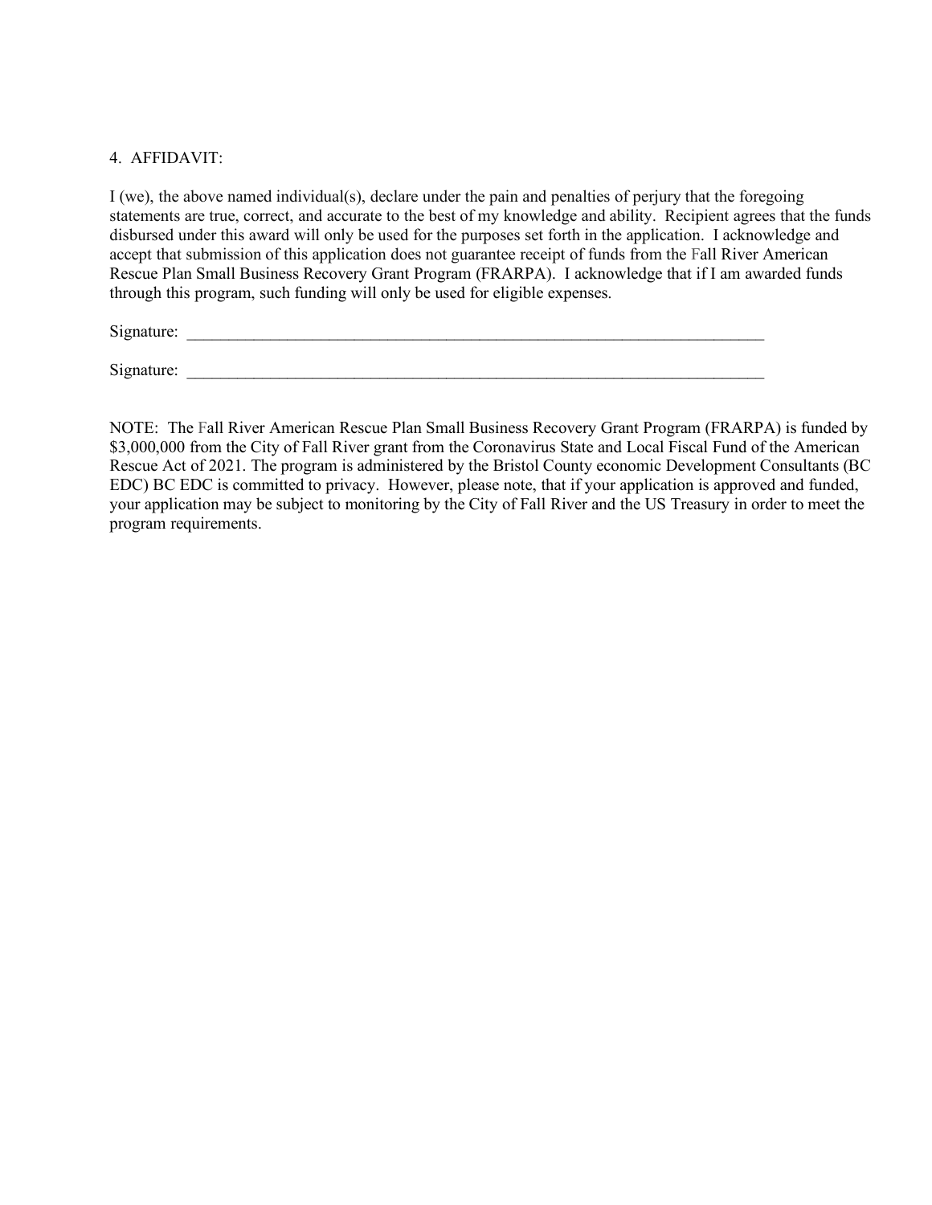4. AFFIDAVIT:

I (we), the above named individual(s), declare under the pain and penalties of perjury that the foregoing statements are true, correct, and accurate to the best of my knowledge and ability. Recipient agrees that the funds disbursed under this award will only be used for the purposes set forth in the application. I acknowledge and accept that submission of this application does not guarantee receipt of funds from the Fall River American Rescue Plan Small Business Recovery Grant Program (FRARPA). I acknowledge that if I am awarded funds through this program, such funding will only be used for eligible expenses.

Signature: ___________________________________________________________________________

Signature: ___________________________________________________________________________

NOTE: The Fall River American Rescue Plan Small Business Recovery Grant Program (FRARPA) is funded by $3,000,000 from the City of Fall River grant from the Coronavirus State and Local Fiscal Fund of the American Rescue Act of 2021. The program is administered by the Bristol County economic Development Consultants (BC EDC) BC EDC is committed to privacy. However, please note, that if your application is approved and funded, your application may be subject to monitoring by the City of Fall River and the US Treasury in order to meet the program requirements.